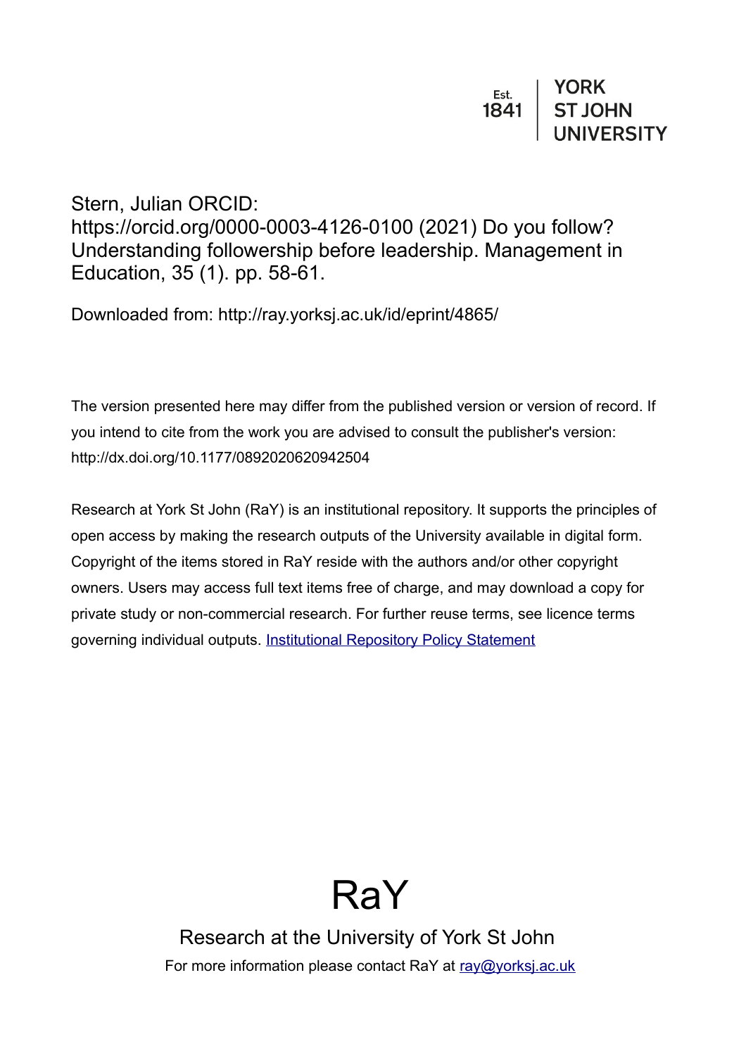Est. 1841 | YORK ST JOHN UNIVERSITY

Stern, Julian ORCID: https://orcid.org/0000-0003-4126-0100 (2021) Do you follow? Understanding followership before leadership. Management in Education, 35 (1). pp. 58-61.

Downloaded from: http://ray.yorksj.ac.uk/id/eprint/4865/

The version presented here may differ from the published version or version of record. If you intend to cite from the work you are advised to consult the publisher's version: http://dx.doi.org/10.1177/0892020620942504

Research at York St John (RaY) is an institutional repository. It supports the principles of open access by making the research outputs of the University available in digital form. Copyright of the items stored in RaY reside with the authors and/or other copyright owners. Users may access full text items free of charge, and may download a copy for private study or non-commercial research. For further reuse terms, see licence terms governing individual outputs. [Institutional Repository Policy Statement]

# RaY

Research at the University of York St John

For more information please contact RaY at [ray@yorksj.ac.uk]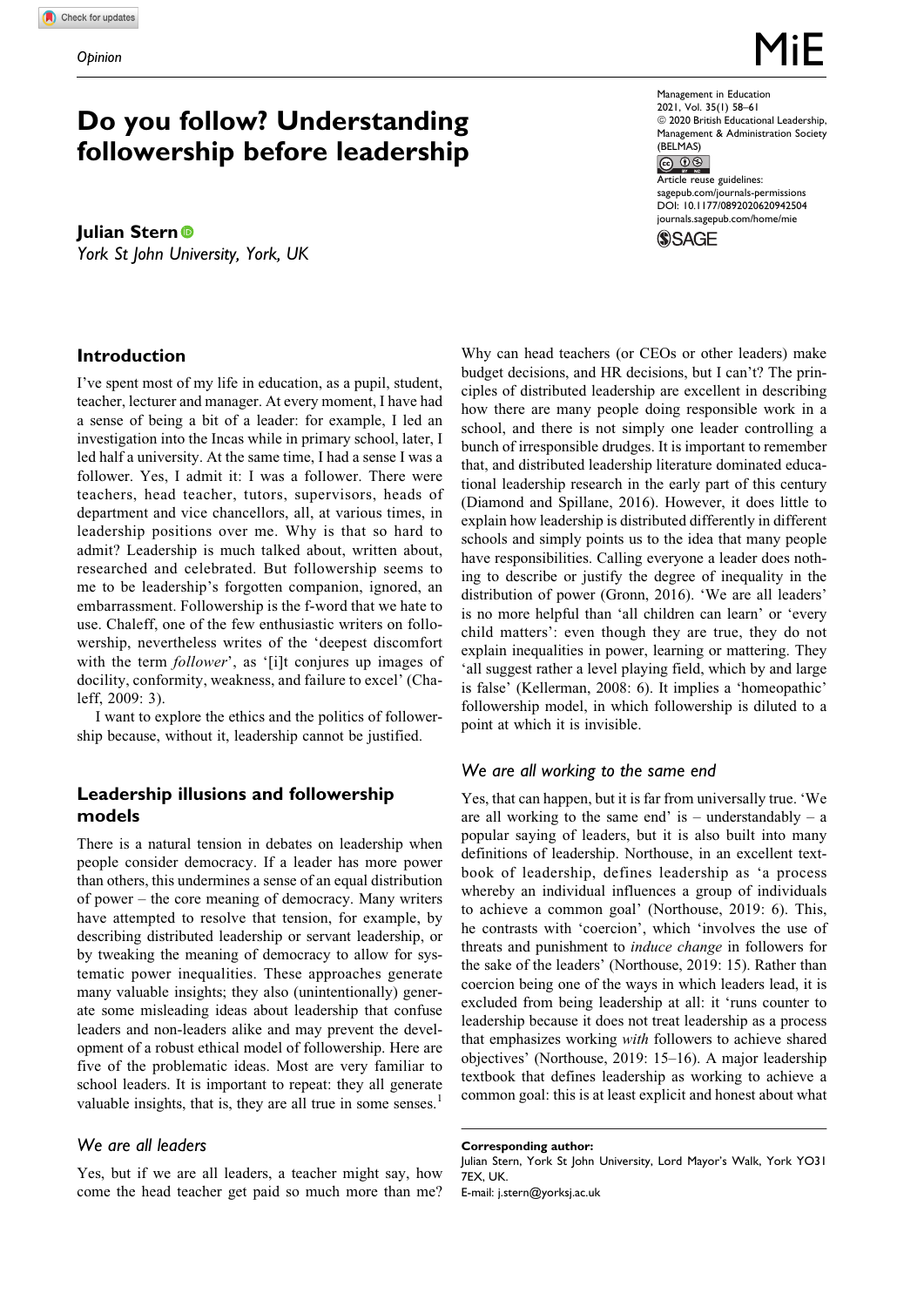Opinion

# Do you follow? Understanding followership before leadership

**Julian Stern**
*York St John University, York, UK*

## Introduction

I've spent most of my life in education, as a pupil, student, teacher, lecturer and manager. At every moment, I have had a sense of being a bit of a leader: for example, I led an investigation into the Incas while in primary school, later, I led half a university. At the same time, I had a sense I was a follower. Yes, I admit it: I was a follower. There were teachers, head teacher, tutors, supervisors, heads of department and vice chancellors, all, at various times, in leadership positions over me. Why is that so hard to admit? Leadership is much talked about, written about, researched and celebrated. But followership seems to me to be leadership's forgotten companion, ignored, an embarrassment. Followership is the f-word that we hate to use. Chaleff, one of the few enthusiastic writers on followership, nevertheless writes of the 'deepest discomfort with the term *follower*', as '[i]t conjures up images of docility, conformity, weakness, and failure to excel' (Chaleff, 2009: 3).

I want to explore the ethics and the politics of followership because, without it, leadership cannot be justified.

## Leadership illusions and followership models

There is a natural tension in debates on leadership when people consider democracy. If a leader has more power than others, this undermines a sense of an equal distribution of power – the core meaning of democracy. Many writers have attempted to resolve that tension, for example, by describing distributed leadership or servant leadership, or by tweaking the meaning of democracy to allow for systematic power inequalities. These approaches generate many valuable insights; they also (unintentionally) generate some misleading ideas about leadership that confuse leaders and non-leaders alike and may prevent the development of a robust ethical model of followership. Here are five of the problematic ideas. Most are very familiar to school leaders. It is important to repeat: they all generate valuable insights, that is, they are all true in some senses.[1]

### *We are all leaders*

Yes, but if we are all leaders, a teacher might say, how come the head teacher get paid so much more than me? Why can head teachers (or CEOs or other leaders) make budget decisions, and HR decisions, but I can't? The principles of distributed leadership are excellent in describing how there are many people doing responsible work in a school, and there is not simply one leader controlling a bunch of irresponsible drudges. It is important to remember that, and distributed leadership literature dominated educational leadership research in the early part of this century (Diamond and Spillane, 2016). However, it does little to explain how leadership is distributed differently in different schools and simply points us to the idea that many people have responsibilities. Calling everyone a leader does nothing to describe or justify the degree of inequality in the distribution of power (Gronn, 2016). 'We are all leaders' is no more helpful than 'all children can learn' or 'every child matters': even though they are true, they do not explain inequalities in power, learning or mattering. They 'all suggest rather a level playing field, which by and large is false' (Kellerman, 2008: 6). It implies a 'homeopathic' followership model, in which followership is diluted to a point at which it is invisible.

### *We are all working to the same end*

Yes, that can happen, but it is far from universally true. 'We are all working to the same end' is – understandably – a popular saying of leaders, but it is also built into many definitions of leadership. Northouse, in an excellent textbook of leadership, defines leadership as 'a process whereby an individual influences a group of individuals to achieve a common goal' (Northouse, 2019: 6). This, he contrasts with 'coercion', which 'involves the use of threats and punishment to *induce change* in followers for the sake of the leaders' (Northouse, 2019: 15). Rather than coercion being one of the ways in which leaders lead, it is excluded from being leadership at all: it 'runs counter to leadership because it does not treat leadership as a process that emphasizes working *with* followers to achieve shared objectives' (Northouse, 2019: 15–16). A major leadership textbook that defines leadership as working to achieve a common goal: this is at least explicit and honest about what

**Corresponding author:**
Julian Stern, York St John University, Lord Mayor's Walk, York YO31 7EX, UK.
E-mail: j.stern@yorksj.ac.uk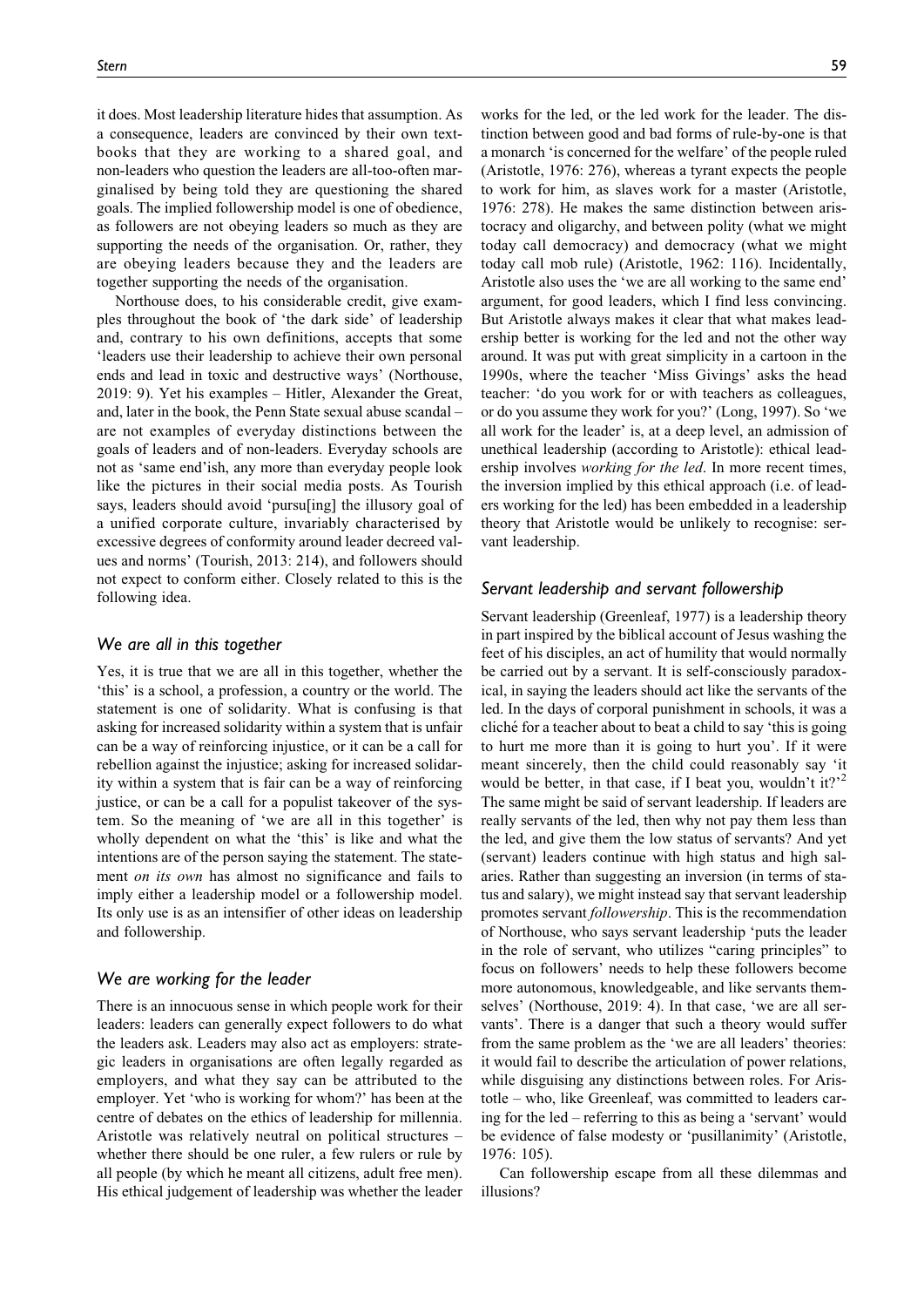it does. Most leadership literature hides that assumption. As a consequence, leaders are convinced by their own textbooks that they are working to a shared goal, and non-leaders who question the leaders are all-too-often marginalised by being told they are questioning the shared goals. The implied followership model is one of obedience, as followers are not obeying leaders so much as they are supporting the needs of the organisation. Or, rather, they are obeying leaders because they and the leaders are together supporting the needs of the organisation.

Northouse does, to his considerable credit, give examples throughout the book of 'the dark side' of leadership and, contrary to his own definitions, accepts that some 'leaders use their leadership to achieve their own personal ends and lead in toxic and destructive ways' (Northouse, 2019: 9). Yet his examples – Hitler, Alexander the Great, and, later in the book, the Penn State sexual abuse scandal – are not examples of everyday distinctions between the goals of leaders and of non-leaders. Everyday schools are not as 'same end'ish, any more than everyday people look like the pictures in their social media posts. As Tourish says, leaders should avoid 'pursu[ing] the illusory goal of a unified corporate culture, invariably characterised by excessive degrees of conformity around leader decreed values and norms' (Tourish, 2013: 214), and followers should not expect to conform either. Closely related to this is the following idea.

### We are all in this together

Yes, it is true that we are all in this together, whether the 'this' is a school, a profession, a country or the world. The statement is one of solidarity. What is confusing is that asking for increased solidarity within a system that is unfair can be a way of reinforcing injustice, or it can be a call for rebellion against the injustice; asking for increased solidarity within a system that is fair can be a way of reinforcing justice, or can be a call for a populist takeover of the system. So the meaning of 'we are all in this together' is wholly dependent on what the 'this' is like and what the intentions are of the person saying the statement. The statement *on its own* has almost no significance and fails to imply either a leadership model or a followership model. Its only use is as an intensifier of other ideas on leadership and followership.

### We are working for the leader

There is an innocuous sense in which people work for their leaders: leaders can generally expect followers to do what the leaders ask. Leaders may also act as employers: strategic leaders in organisations are often legally regarded as employers, and what they say can be attributed to the employer. Yet 'who is working for whom?' has been at the centre of debates on the ethics of leadership for millennia. Aristotle was relatively neutral on political structures – whether there should be one ruler, a few rulers or rule by all people (by which he meant all citizens, adult free men). His ethical judgement of leadership was whether the leader works for the led, or the led work for the leader. The distinction between good and bad forms of rule-by-one is that a monarch 'is concerned for the welfare' of the people ruled (Aristotle, 1976: 276), whereas a tyrant expects the people to work for him, as slaves work for a master (Aristotle, 1976: 278). He makes the same distinction between aristocracy and oligarchy, and between polity (what we might today call democracy) and democracy (what we might today call mob rule) (Aristotle, 1962: 116). Incidentally, Aristotle also uses the 'we are all working to the same end' argument, for good leaders, which I find less convincing. But Aristotle always makes it clear that what makes leadership better is working for the led and not the other way around. It was put with great simplicity in a cartoon in the 1990s, where the teacher 'Miss Givings' asks the head teacher: 'do you work for or with teachers as colleagues, or do you assume they work for you?' (Long, 1997). So 'we all work for the leader' is, at a deep level, an admission of unethical leadership (according to Aristotle): ethical leadership involves *working for the led*. In more recent times, the inversion implied by this ethical approach (i.e. of leaders working for the led) has been embedded in a leadership theory that Aristotle would be unlikely to recognise: servant leadership.

### Servant leadership and servant followership

Servant leadership (Greenleaf, 1977) is a leadership theory in part inspired by the biblical account of Jesus washing the feet of his disciples, an act of humility that would normally be carried out by a servant. It is self-consciously paradoxical, in saying the leaders should act like the servants of the led. In the days of corporal punishment in schools, it was a cliché for a teacher about to beat a child to say 'this is going to hurt me more than it is going to hurt you'. If it were meant sincerely, then the child could reasonably say 'it would be better, in that case, if I beat you, wouldn't it?'[2] The same might be said of servant leadership. If leaders are really servants of the led, then why not pay them less than the led, and give them the low status of servants? And yet (servant) leaders continue with high status and high salaries. Rather than suggesting an inversion (in terms of status and salary), we might instead say that servant leadership promotes servant *followership*. This is the recommendation of Northouse, who says servant leadership 'puts the leader in the role of servant, who utilizes "caring principles" to focus on followers' needs to help these followers become more autonomous, knowledgeable, and like servants themselves' (Northouse, 2019: 4). In that case, 'we are all servants'. There is a danger that such a theory would suffer from the same problem as the 'we are all leaders' theories: it would fail to describe the articulation of power relations, while disguising any distinctions between roles. For Aristotle – who, like Greenleaf, was committed to leaders caring for the led – referring to this as being a 'servant' would be evidence of false modesty or 'pusillanimity' (Aristotle, 1976: 105).

Can followership escape from all these dilemmas and illusions?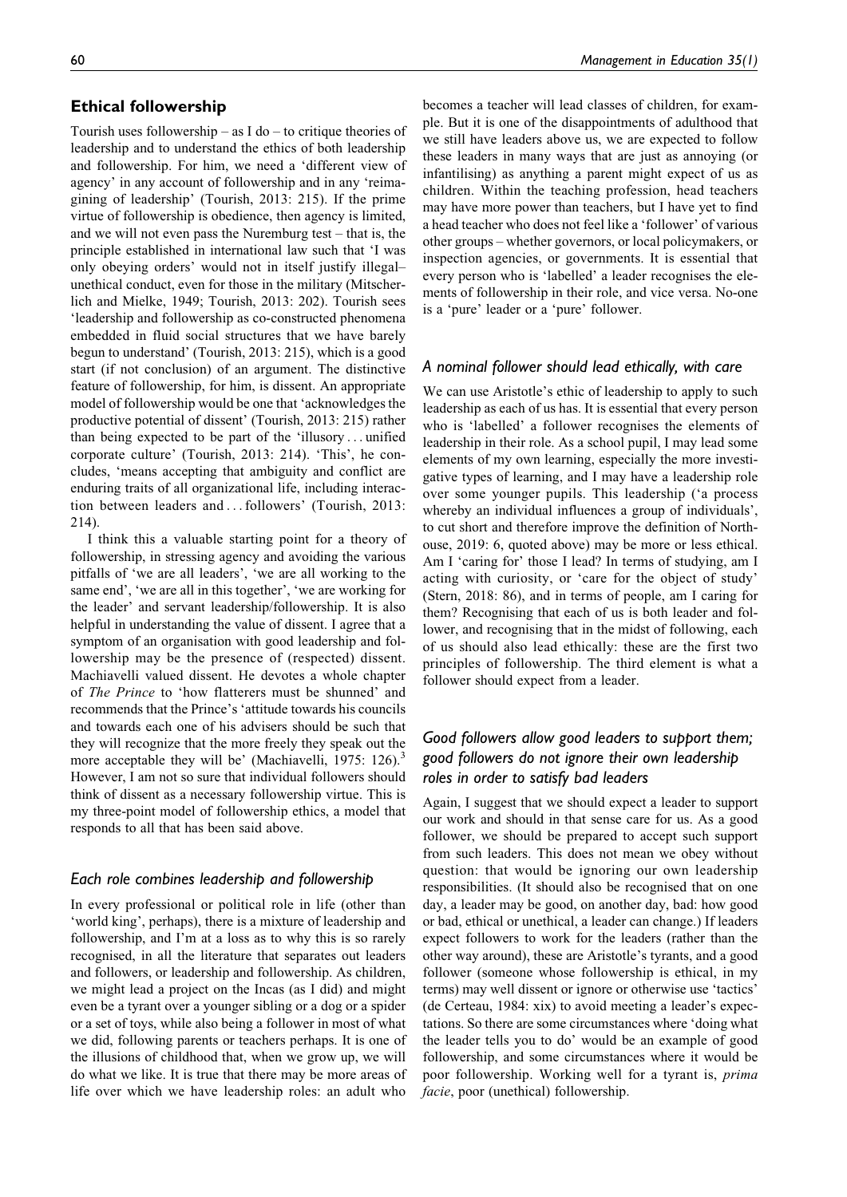## Ethical followership

Tourish uses followership – as I do – to critique theories of leadership and to understand the ethics of both leadership and followership. For him, we need a 'different view of agency' in any account of followership and in any 'reimagining of leadership' (Tourish, 2013: 215). If the prime virtue of followership is obedience, then agency is limited, and we will not even pass the Nuremburg test – that is, the principle established in international law such that 'I was only obeying orders' would not in itself justify illegal–unethical conduct, even for those in the military (Mitscherlich and Mielke, 1949; Tourish, 2013: 202). Tourish sees 'leadership and followership as co-constructed phenomena embedded in fluid social structures that we have barely begun to understand' (Tourish, 2013: 215), which is a good start (if not conclusion) of an argument. The distinctive feature of followership, for him, is dissent. An appropriate model of followership would be one that 'acknowledges the productive potential of dissent' (Tourish, 2013: 215) rather than being expected to be part of the 'illusory . . . unified corporate culture' (Tourish, 2013: 214). 'This', he concludes, 'means accepting that ambiguity and conflict are enduring traits of all organizational life, including interaction between leaders and . . . followers' (Tourish, 2013: 214).

I think this a valuable starting point for a theory of followership, in stressing agency and avoiding the various pitfalls of 'we are all leaders', 'we are all working to the same end', 'we are all in this together', 'we are working for the leader' and servant leadership/followership. It is also helpful in understanding the value of dissent. I agree that a symptom of an organisation with good leadership and followership may be the presence of (respected) dissent. Machiavelli valued dissent. He devotes a whole chapter of *The Prince* to 'how flatterers must be shunned' and recommends that the Prince's 'attitude towards his councils and towards each one of his advisers should be such that they will recognize that the more freely they speak out the more acceptable they will be' (Machiavelli, 1975: 126).[3] However, I am not so sure that individual followers should think of dissent as a necessary followership virtue. This is my three-point model of followership ethics, a model that responds to all that has been said above.

### *Each role combines leadership and followership*

In every professional or political role in life (other than 'world king', perhaps), there is a mixture of leadership and followership, and I'm at a loss as to why this is so rarely recognised, in all the literature that separates out leaders and followers, or leadership and followership. As children, we might lead a project on the Incas (as I did) and might even be a tyrant over a younger sibling or a dog or a spider or a set of toys, while also being a follower in most of what we did, following parents or teachers perhaps. It is one of the illusions of childhood that, when we grow up, we will do what we like. It is true that there may be more areas of life over which we have leadership roles: an adult who becomes a teacher will lead classes of children, for example. But it is one of the disappointments of adulthood that we still have leaders above us, we are expected to follow these leaders in many ways that are just as annoying (or infantilising) as anything a parent might expect of us as children. Within the teaching profession, head teachers may have more power than teachers, but I have yet to find a head teacher who does not feel like a 'follower' of various other groups – whether governors, or local policymakers, or inspection agencies, or governments. It is essential that every person who is 'labelled' a leader recognises the elements of followership in their role, and vice versa. No-one is a 'pure' leader or a 'pure' follower.

### *A nominal follower should lead ethically, with care*

We can use Aristotle's ethic of leadership to apply to such leadership as each of us has. It is essential that every person who is 'labelled' a follower recognises the elements of leadership in their role. As a school pupil, I may lead some elements of my own learning, especially the more investigative types of learning, and I may have a leadership role over some younger pupils. This leadership ('a process whereby an individual influences a group of individuals', to cut short and therefore improve the definition of Northouse, 2019: 6, quoted above) may be more or less ethical. Am I 'caring for' those I lead? In terms of studying, am I acting with curiosity, or 'care for the object of study' (Stern, 2018: 86), and in terms of people, am I caring for them? Recognising that each of us is both leader and follower, and recognising that in the midst of following, each of us should also lead ethically: these are the first two principles of followership. The third element is what a follower should expect from a leader.

### *Good followers allow good leaders to support them; good followers do not ignore their own leadership roles in order to satisfy bad leaders*

Again, I suggest that we should expect a leader to support our work and should in that sense care for us. As a good follower, we should be prepared to accept such support from such leaders. This does not mean we obey without question: that would be ignoring our own leadership responsibilities. (It should also be recognised that on one day, a leader may be good, on another day, bad: how good or bad, ethical or unethical, a leader can change.) If leaders expect followers to work for the leaders (rather than the other way around), these are Aristotle's tyrants, and a good follower (someone whose followership is ethical, in my terms) may well dissent or ignore or otherwise use 'tactics' (de Certeau, 1984: xix) to avoid meeting a leader's expectations. So there are some circumstances where 'doing what the leader tells you to do' would be an example of good followership, and some circumstances where it would be poor followership. Working well for a tyrant is, *prima facie*, poor (unethical) followership.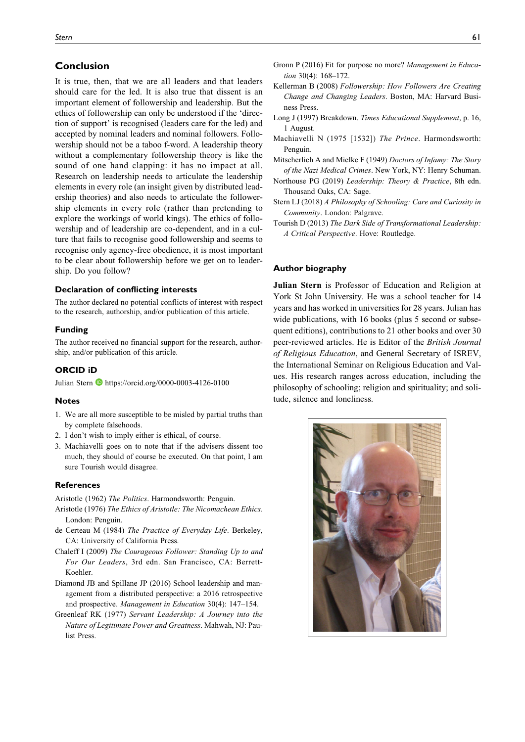## Conclusion

It is true, then, that we are all leaders and that leaders should care for the led. It is also true that dissent is an important element of followership and leadership. But the ethics of followership can only be understood if the 'direction of support' is recognised (leaders care for the led) and accepted by nominal leaders and nominal followers. Followership should not be a taboo f-word. A leadership theory without a complementary followership theory is like the sound of one hand clapping: it has no impact at all. Research on leadership needs to articulate the leadership elements in every role (an insight given by distributed leadership theories) and also needs to articulate the followership elements in every role (rather than pretending to explore the workings of world kings). The ethics of followership and of leadership are co-dependent, and in a culture that fails to recognise good followership and seems to recognise only agency-free obedience, it is most important to be clear about followership before we get on to leadership. Do you follow?

### Declaration of conflicting interests

The author declared no potential conflicts of interest with respect to the research, authorship, and/or publication of this article.

### Funding

The author received no financial support for the research, authorship, and/or publication of this article.

### ORCID iD

Julian Stern https://orcid.org/0000-0003-4126-0100

### Notes

1. We are all more susceptible to be misled by partial truths than by complete falsehoods.
2. I don't wish to imply either is ethical, of course.
3. Machiavelli goes on to note that if the advisers dissent too much, they should of course be executed. On that point, I am sure Tourish would disagree.

### References

Aristotle (1962) *The Politics*. Harmondsworth: Penguin.

Aristotle (1976) *The Ethics of Aristotle: The Nicomachean Ethics*. London: Penguin.

de Certeau M (1984) *The Practice of Everyday Life*. Berkeley, CA: University of California Press.

Chaleff I (2009) *The Courageous Follower: Standing Up to and For Our Leaders*, 3rd edn. San Francisco, CA: Berrett-Koehler.

Diamond JB and Spillane JP (2016) School leadership and management from a distributed perspective: a 2016 retrospective and prospective. *Management in Education* 30(4): 147–154.

Greenleaf RK (1977) *Servant Leadership: A Journey into the Nature of Legitimate Power and Greatness*. Mahwah, NJ: Paulist Press.

Gronn P (2016) Fit for purpose no more? *Management in Education* 30(4): 168–172.

Kellerman B (2008) *Followership: How Followers Are Creating Change and Changing Leaders*. Boston, MA: Harvard Business Press.

Long J (1997) Breakdown. *Times Educational Supplement*, p. 16, 1 August.

Machiavelli N (1975 [1532]) *The Prince*. Harmondsworth: Penguin.

Mitscherlich A and Mielke F (1949) *Doctors of Infamy: The Story of the Nazi Medical Crimes*. New York, NY: Henry Schuman.

Northouse PG (2019) *Leadership: Theory & Practice*, 8th edn. Thousand Oaks, CA: Sage.

Stern LJ (2018) *A Philosophy of Schooling: Care and Curiosity in Community*. London: Palgrave.

Tourish D (2013) *The Dark Side of Transformational Leadership: A Critical Perspective*. Hove: Routledge.

### Author biography

**Julian Stern** is Professor of Education and Religion at York St John University. He was a school teacher for 14 years and has worked in universities for 28 years. Julian has wide publications, with 16 books (plus 5 second or subsequent editions), contributions to 21 other books and over 30 peer-reviewed articles. He is Editor of the *British Journal of Religious Education*, and General Secretary of ISREV, the International Seminar on Religious Education and Values. His research ranges across education, including the philosophy of schooling; religion and spirituality; and solitude, silence and loneliness.